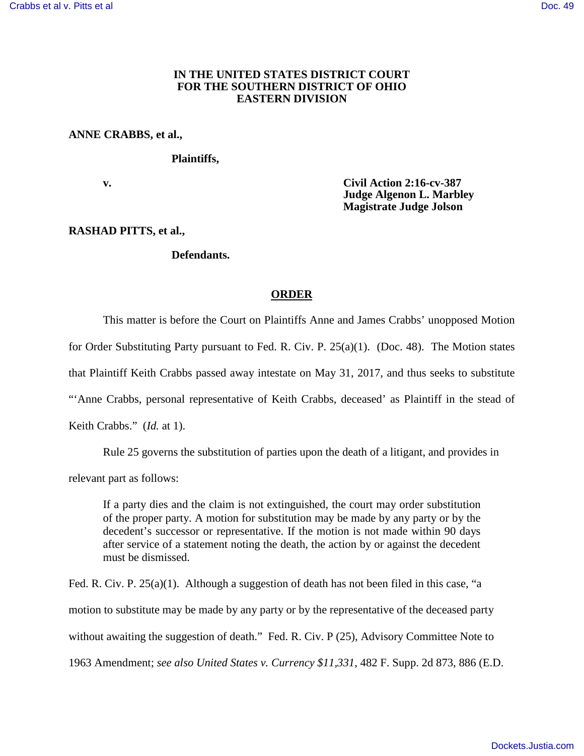**IN THE UNITED STATES DISTRICT COURT**
**FOR THE SOUTHERN DISTRICT OF OHIO**
**EASTERN DIVISION**

**ANNE CRABBS, et al.,**

**Plaintiffs,**

**v.**

**Civil Action 2:16-cv-387**
**Judge Algenon L. Marbley**
**Magistrate Judge Jolson**

**RASHAD PITTS, et al.,**

**Defendants.**

## ORDER

This matter is before the Court on Plaintiffs Anne and James Crabbs' unopposed Motion for Order Substituting Party pursuant to Fed. R. Civ. P. 25(a)(1). (Doc. 48). The Motion states that Plaintiff Keith Crabbs passed away intestate on May 31, 2017, and thus seeks to substitute "'Anne Crabbs, personal representative of Keith Crabbs, deceased' as Plaintiff in the stead of Keith Crabbs." (*Id.* at 1).

Rule 25 governs the substitution of parties upon the death of a litigant, and provides in relevant part as follows:

> If a party dies and the claim is not extinguished, the court may order substitution of the proper party. A motion for substitution may be made by any party or by the decedent's successor or representative. If the motion is not made within 90 days after service of a statement noting the death, the action by or against the decedent must be dismissed.

Fed. R. Civ. P. 25(a)(1). Although a suggestion of death has not been filed in this case, "a motion to substitute may be made by any party or by the representative of the deceased party without awaiting the suggestion of death." Fed. R. Civ. P (25), Advisory Committee Note to 1963 Amendment; *see also United States v. Currency $11,331*, 482 F. Supp. 2d 873, 886 (E.D.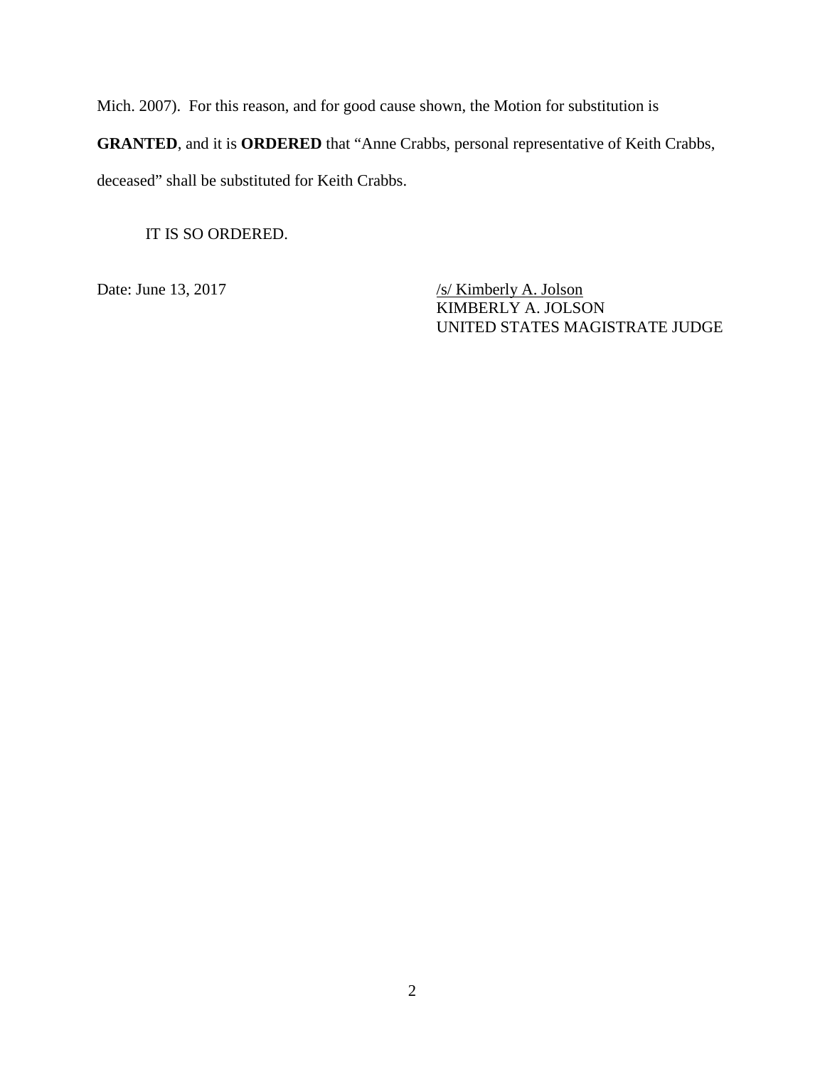Mich. 2007). For this reason, and for good cause shown, the Motion for substitution is **GRANTED**, and it is **ORDERED** that "Anne Crabbs, personal representative of Keith Crabbs, deceased" shall be substituted for Keith Crabbs.

IT IS SO ORDERED.

Date: June 13, 2017

/s/ Kimberly A. Jolson
KIMBERLY A. JOLSON
UNITED STATES MAGISTRATE JUDGE